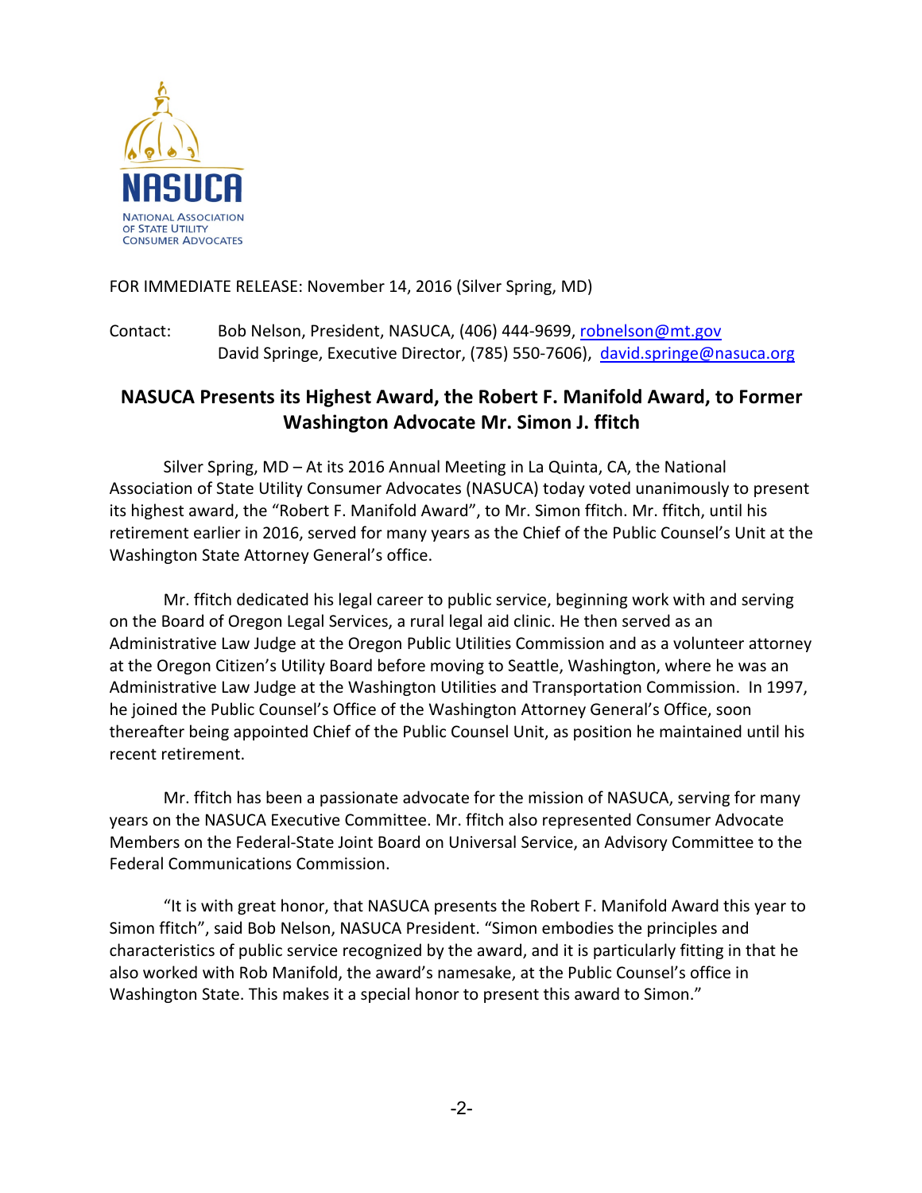NASUCA

NATIONAL ASSOCIATION OF STATE UTILITY CONSUMER ADVOCATES

FOR IMMEDIATE RELEASE: November 14, 2016 (Silver Spring, MD)

Contact: Bob Nelson, President, NASUCA, (406) 444-9699, robnelson@mt.gov
David Springe, Executive Director, (785) 550-7606), david.springe@nasuca.org

## NASUCA Presents its Highest Award, the Robert F. Manifold Award, to Former Washington Advocate Mr. Simon J. ffitch

Silver Spring, MD – At its 2016 Annual Meeting in La Quinta, CA, the National Association of State Utility Consumer Advocates (NASUCA) today voted unanimously to present its highest award, the "Robert F. Manifold Award", to Mr. Simon ffitch. Mr. ffitch, until his retirement earlier in 2016, served for many years as the Chief of the Public Counsel's Unit at the Washington State Attorney General's office.

Mr. ffitch dedicated his legal career to public service, beginning work with and serving on the Board of Oregon Legal Services, a rural legal aid clinic. He then served as an Administrative Law Judge at the Oregon Public Utilities Commission and as a volunteer attorney at the Oregon Citizen's Utility Board before moving to Seattle, Washington, where he was an Administrative Law Judge at the Washington Utilities and Transportation Commission. In 1997, he joined the Public Counsel's Office of the Washington Attorney General's Office, soon thereafter being appointed Chief of the Public Counsel Unit, as position he maintained until his recent retirement.

Mr. ffitch has been a passionate advocate for the mission of NASUCA, serving for many years on the NASUCA Executive Committee. Mr. ffitch also represented Consumer Advocate Members on the Federal-State Joint Board on Universal Service, an Advisory Committee to the Federal Communications Commission.

"It is with great honor, that NASUCA presents the Robert F. Manifold Award this year to Simon ffitch", said Bob Nelson, NASUCA President. "Simon embodies the principles and characteristics of public service recognized by the award, and it is particularly fitting in that he also worked with Rob Manifold, the award's namesake, at the Public Counsel's office in Washington State. This makes it a special honor to present this award to Simon."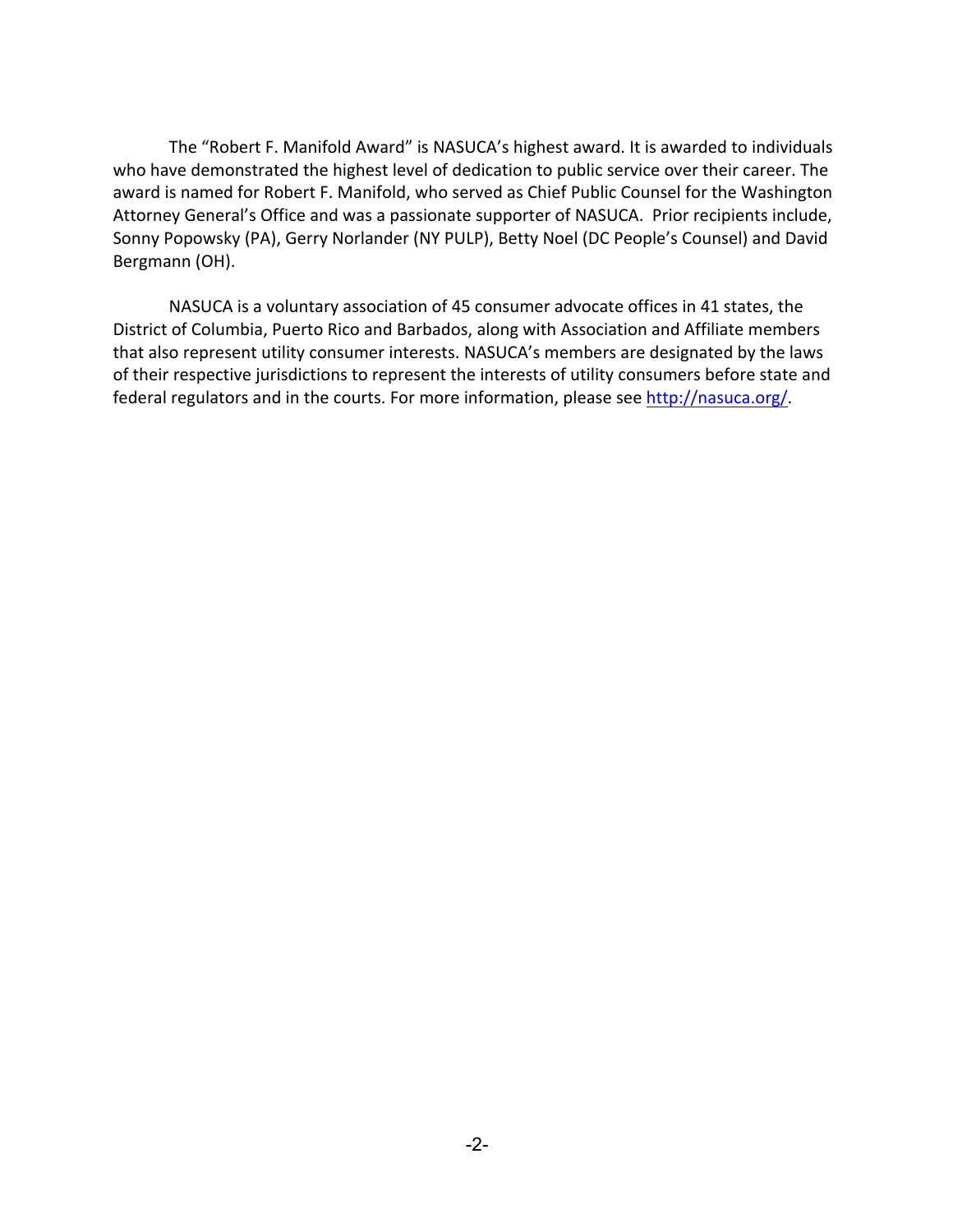The “Robert F. Manifold Award” is NASUCA’s highest award. It is awarded to individuals who have demonstrated the highest level of dedication to public service over their career. The award is named for Robert F. Manifold, who served as Chief Public Counsel for the Washington Attorney General’s Office and was a passionate supporter of NASUCA. Prior recipients include, Sonny Popowsky (PA), Gerry Norlander (NY PULP), Betty Noel (DC People’s Counsel) and David Bergmann (OH).

NASUCA is a voluntary association of 45 consumer advocate offices in 41 states, the District of Columbia, Puerto Rico and Barbados, along with Association and Affiliate members that also represent utility consumer interests. NASUCA’s members are designated by the laws of their respective jurisdictions to represent the interests of utility consumers before state and federal regulators and in the courts. For more information, please see http://nasuca.org/.